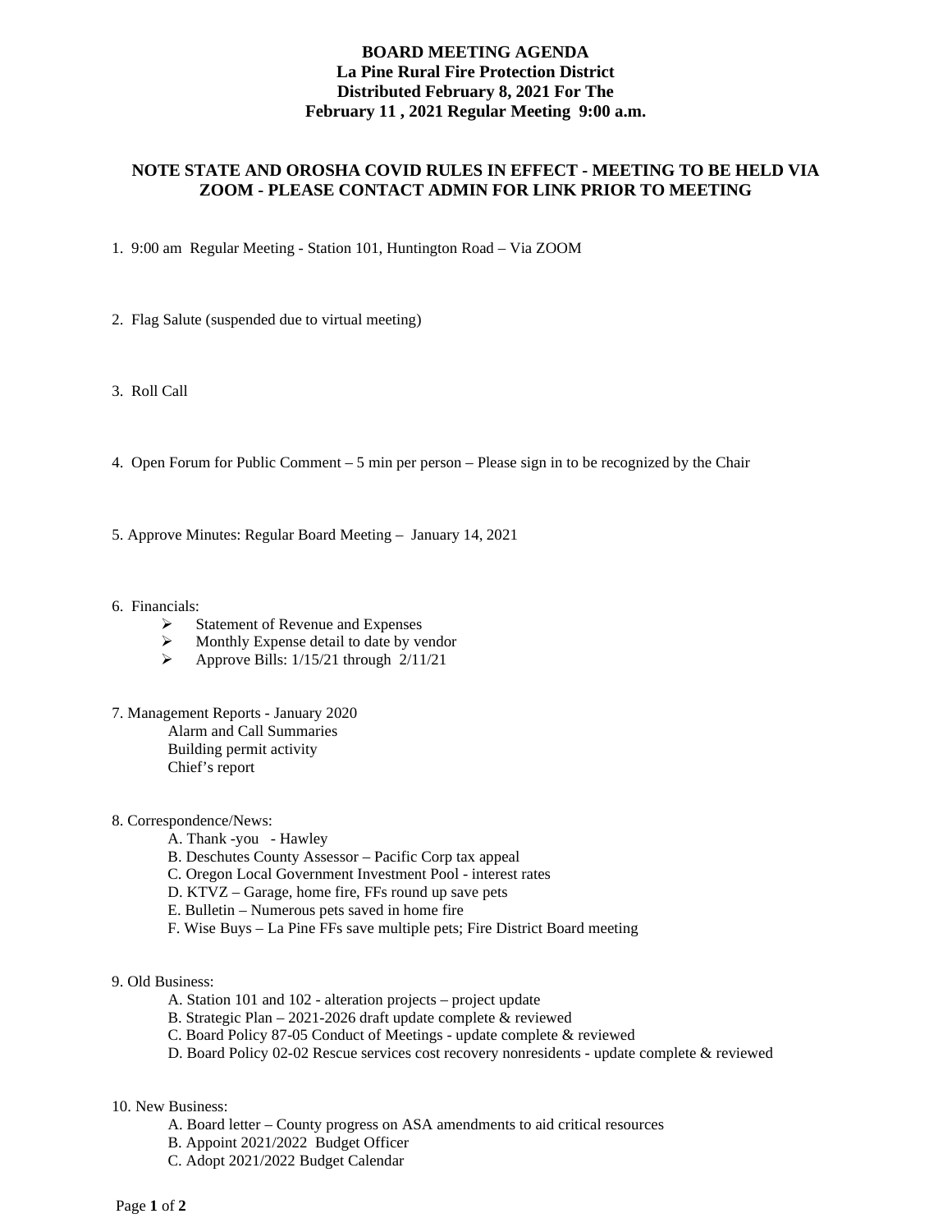# BOARD MEETING AGENDA
## La Pine Rural Fire Protection District
## Distributed February 8, 2021 For The
## February 11 , 2021 Regular Meeting 9:00 a.m.

**NOTE STATE AND OROSHA COVID RULES IN EFFECT - MEETING TO BE HELD VIA ZOOM - PLEASE CONTACT ADMIN FOR LINK PRIOR TO MEETING**

1. 9:00 am Regular Meeting - Station 101, Huntington Road – Via ZOOM

2. Flag Salute (suspended due to virtual meeting)

3. Roll Call

4. Open Forum for Public Comment – 5 min per person – Please sign in to be recognized by the Chair

5. Approve Minutes: Regular Board Meeting – January 14, 2021

6. Financials:
   - Statement of Revenue and Expenses
   - Monthly Expense detail to date by vendor
   - Approve Bills: 1/15/21 through 2/11/21

7. Management Reports - January 2020
   - Alarm and Call Summaries
   - Building permit activity
   - Chief's report

8. Correspondence/News:
   - A. Thank -you - Hawley
   - B. Deschutes County Assessor – Pacific Corp tax appeal
   - C. Oregon Local Government Investment Pool - interest rates
   - D. KTVZ – Garage, home fire, FFs round up save pets
   - E. Bulletin – Numerous pets saved in home fire
   - F. Wise Buys – La Pine FFs save multiple pets; Fire District Board meeting

9. Old Business:
   - A. Station 101 and 102 - alteration projects – project update
   - B. Strategic Plan – 2021-2026 draft update complete & reviewed
   - C. Board Policy 87-05 Conduct of Meetings - update complete & reviewed
   - D. Board Policy 02-02 Rescue services cost recovery nonresidents - update complete & reviewed

10. New Business:
    - A. Board letter – County progress on ASA amendments to aid critical resources
    - B. Appoint 2021/2022 Budget Officer
    - C. Adopt 2021/2022 Budget Calendar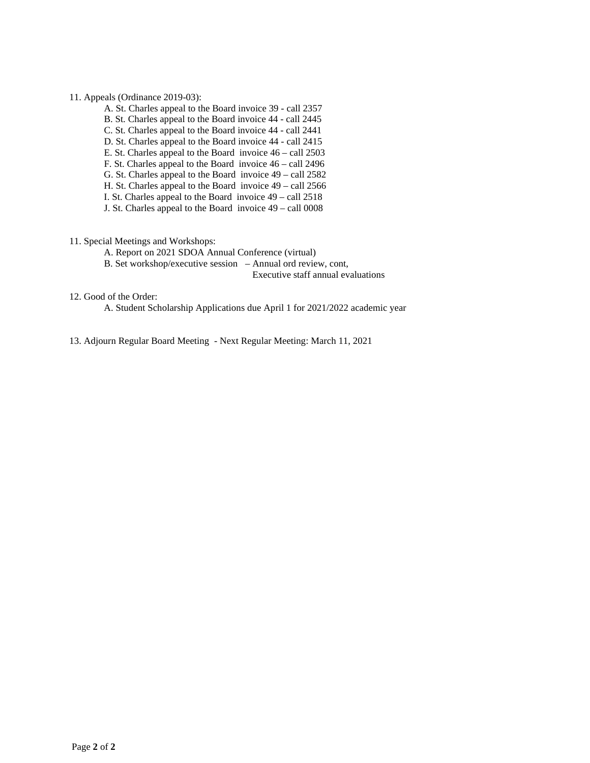11. Appeals (Ordinance 2019-03):
    - A. St. Charles appeal to the Board invoice 39 - call 2357
    - B. St. Charles appeal to the Board invoice 44 - call 2445
    - C. St. Charles appeal to the Board invoice 44 - call 2441
    - D. St. Charles appeal to the Board invoice 44 - call 2415
    - E. St. Charles appeal to the Board invoice 46 – call 2503
    - F. St. Charles appeal to the Board invoice 46 – call 2496
    - G. St. Charles appeal to the Board invoice 49 – call 2582
    - H. St. Charles appeal to the Board invoice 49 – call 2566
    - I. St. Charles appeal to the Board invoice 49 – call 2518
    - J. St. Charles appeal to the Board invoice 49 – call 0008

11. Special Meetings and Workshops:
    - A. Report on 2021 SDOA Annual Conference (virtual)
    - B. Set workshop/executive session – Annual ord review, cont,
      Executive staff annual evaluations

12. Good of the Order:
    - A. Student Scholarship Applications due April 1 for 2021/2022 academic year

13. Adjourn Regular Board Meeting - Next Regular Meeting: March 11, 2021